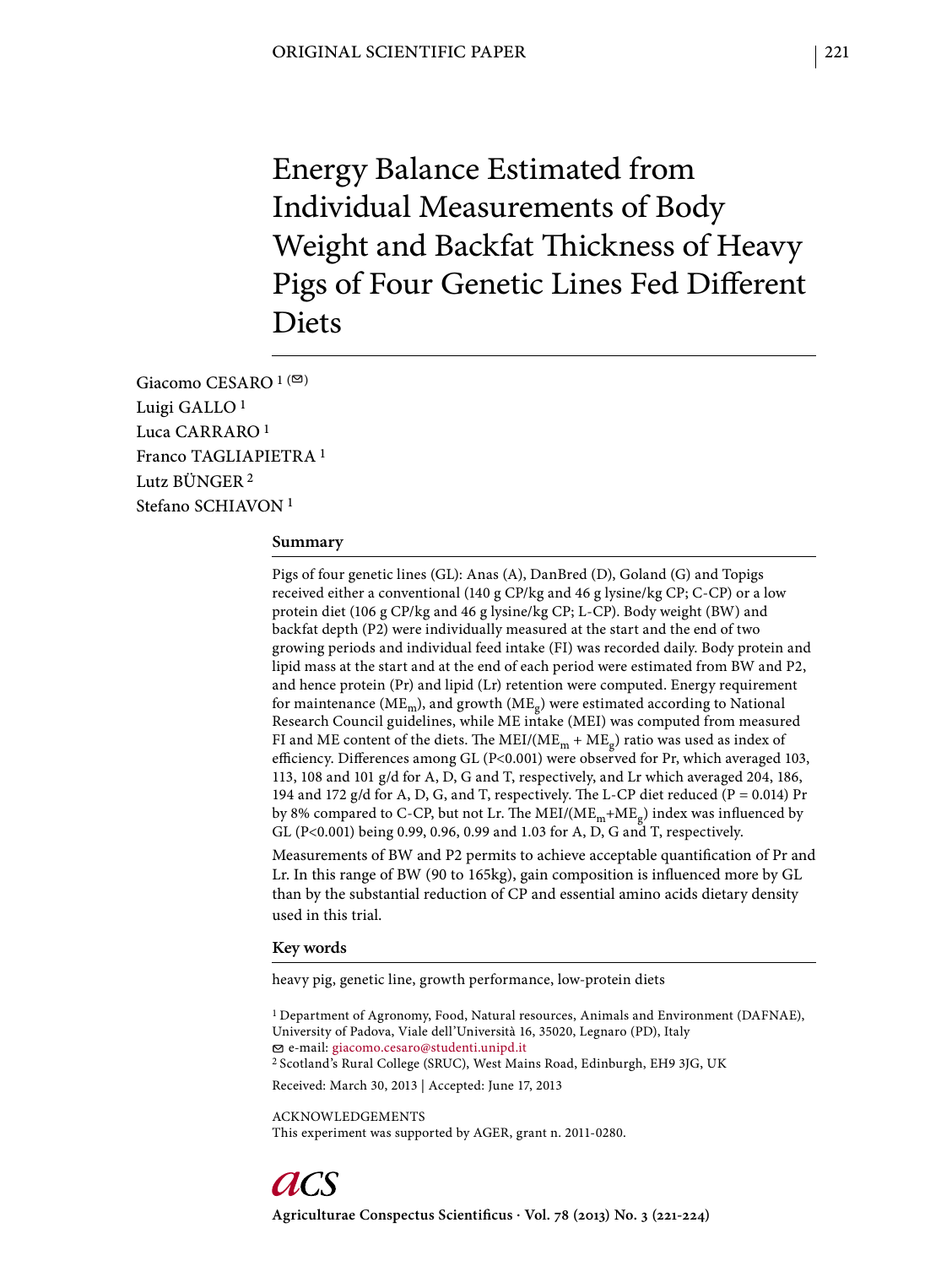ORIGINAL SCIENTIFIC PAPER

# Energy Balance Estimated from Individual Measurements of Body Weight and Backfat Thickness of Heavy Pigs of Four Genetic Lines Fed Different Diets

Giacomo CESARO [1] (✉)
Luigi GALLO [1]
Luca CARRARO [1]
Franco TAGLIAPIETRA [1]
Lutz BÜNGER [2]
Stefano SCHIAVON [1]

## Summary

Pigs of four genetic lines (GL): Anas (A), DanBred (D), Goland (G) and Topigs received either a conventional (140 g CP/kg and 46 g lysine/kg CP; C-CP) or a low protein diet (106 g CP/kg and 46 g lysine/kg CP; L-CP). Body weight (BW) and backfat depth (P2) were individually measured at the start and the end of two growing periods and individual feed intake (FI) was recorded daily. Body protein and lipid mass at the start and at the end of each period were estimated from BW and P2, and hence protein (Pr) and lipid (Lr) retention were computed. Energy requirement for maintenance ($ME_m$), and growth ($ME_g$) were estimated according to National Research Council guidelines, while ME intake (MEI) was computed from measured FI and ME content of the diets. The MEI/($ME_m$ + $ME_g$) ratio was used as index of efficiency. Differences among GL ($P<0.001$) were observed for Pr, which averaged 103, 113, 108 and 101 g/d for A, D, G and T, respectively, and Lr which averaged 204, 186, 194 and 172 g/d for A, D, G, and T, respectively. The L-CP diet reduced ($P = 0.014$) Pr by 8% compared to C-CP, but not Lr. The MEI/($ME_m$+$ME_g$) index was influenced by GL ($P<0.001$) being 0.99, 0.96, 0.99 and 1.03 for A, D, G and T, respectively.

Measurements of BW and P2 permits to achieve acceptable quantification of Pr and Lr. In this range of BW (90 to 165kg), gain composition is influenced more by GL than by the substantial reduction of CP and essential amino acids dietary density used in this trial.

## Key words

heavy pig, genetic line, growth performance, low-protein diets

[1] Department of Agronomy, Food, Natural resources, Animals and Environment (DAFNAE), University of Padova, Viale dell'Università 16, 35020, Legnaro (PD), Italy
✉ e-mail: giacomo.cesaro@studenti.unipd.it
[2] Scotland's Rural College (SRUC), West Mains Road, Edinburgh, EH9 3JG, UK

Received: March 30, 2013 | Accepted: June 17, 2013

ACKNOWLEDGEMENTS
This experiment was supported by AGER, grant n. 2011-0280.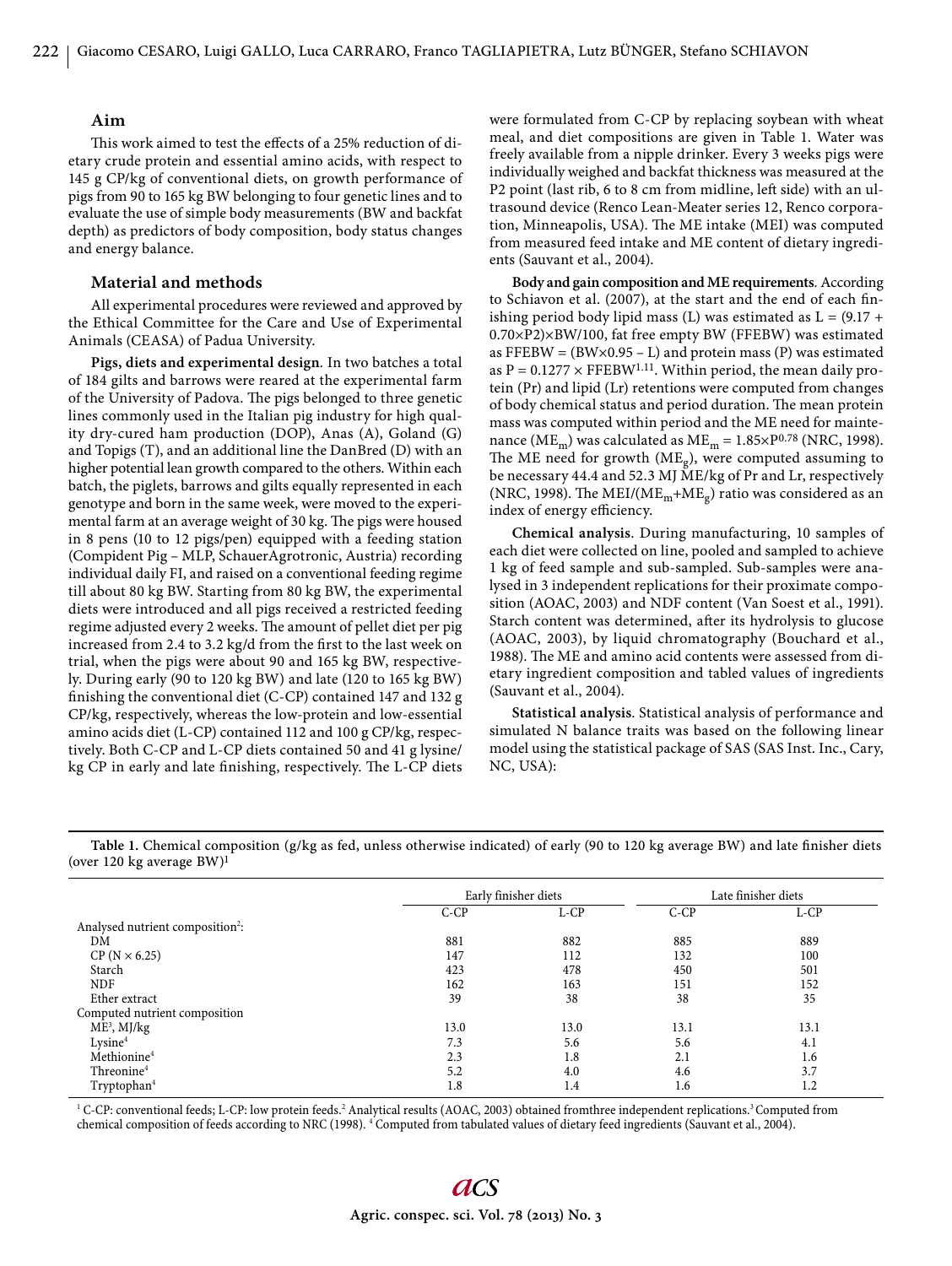### Aim

This work aimed to test the effects of a 25% reduction of dietary crude protein and essential amino acids, with respect to 145 g CP/kg of conventional diets, on growth performance of pigs from 90 to 165 kg BW belonging to four genetic lines and to evaluate the use of simple body measurements (BW and backfat depth) as predictors of body composition, body status changes and energy balance.

### Material and methods

All experimental procedures were reviewed and approved by the Ethical Committee for the Care and Use of Experimental Animals (CEASA) of Padua University.

**Pigs, diets and experimental design**. In two batches a total of 184 gilts and barrows were reared at the experimental farm of the University of Padova. The pigs belonged to three genetic lines commonly used in the Italian pig industry for high quality dry-cured ham production (DOP), Anas (A), Goland (G) and Topigs (T), and an additional line the DanBred (D) with an higher potential lean growth compared to the others. Within each batch, the piglets, barrows and gilts equally represented in each genotype and born in the same week, were moved to the experimental farm at an average weight of 30 kg. The pigs were housed in 8 pens (10 to 12 pigs/pen) equipped with a feeding station (Compident Pig – MLP, SchauerAgrotronic, Austria) recording individual daily FI, and raised on a conventional feeding regime till about 80 kg BW. Starting from 80 kg BW, the experimental diets were introduced and all pigs received a restricted feeding regime adjusted every 2 weeks. The amount of pellet diet per pig increased from 2.4 to 3.2 kg/d from the first to the last week on trial, when the pigs were about 90 and 165 kg BW, respectively. During early (90 to 120 kg BW) and late (120 to 165 kg BW) finishing the conventional diet (C-CP) contained 147 and 132 g CP/kg, respectively, whereas the low-protein and low-essential amino acids diet (L-CP) contained 112 and 100 g CP/kg, respectively. Both C-CP and L-CP diets contained 50 and 41 g lysine/kg CP in early and late finishing, respectively. The L-CP diets were formulated from C-CP by replacing soybean with wheat meal, and diet compositions are given in Table 1. Water was freely available from a nipple drinker. Every 3 weeks pigs were individually weighed and backfat thickness was measured at the P2 point (last rib, 6 to 8 cm from midline, left side) with an ultrasound device (Renco Lean-Meater series 12, Renco corporation, Minneapolis, USA). The ME intake (MEI) was computed from measured feed intake and ME content of dietary ingredients (Sauvant et al., 2004).

**Body and gain composition and ME requirements**. According to Schiavon et al. (2007), at the start and the end of each finishing period body lipid mass (L) was estimated as $L = (9.17 + 0.70 \times P2) \times BW/100$, fat free empty BW (FFEBW) was estimated as $FFEBW = (BW \times 0.95 - L)$ and protein mass (P) was estimated as $P = 0.1277 \times FFEBW^{1.11}$. Within period, the mean daily protein (Pr) and lipid (Lr) retentions were computed from changes of body chemical status and period duration. The mean protein mass was computed within period and the ME need for maintenance ($ME_m$) was calculated as $ME_m = 1.85 \times P^{0.78}$ (NRC, 1998). The ME need for growth ($ME_g$), were computed assuming to be necessary 44.4 and 52.3 MJ ME/kg of Pr and Lr, respectively (NRC, 1998). The $MEI/(ME_m+ME_g)$ ratio was considered as an index of energy efficiency.

**Chemical analysis**. During manufacturing, 10 samples of each diet were collected on line, pooled and sampled to achieve 1 kg of feed sample and sub-sampled. Sub-samples were analysed in 3 independent replications for their proximate composition (AOAC, 2003) and NDF content (Van Soest et al., 1991). Starch content was determined, after its hydrolysis to glucose (AOAC, 2003), by liquid chromatography (Bouchard et al., 1988). The ME and amino acid contents were assessed from dietary ingredient composition and tabled values of ingredients (Sauvant et al., 2004).

**Statistical analysis**. Statistical analysis of performance and simulated N balance traits was based on the following linear model using the statistical package of SAS (SAS Inst. Inc., Cary, NC, USA):

**Table 1.** Chemical composition (g/kg as fed, unless otherwise indicated) of early (90 to 120 kg average BW) and late finisher diets (over 120 kg average BW)[1]

| | Early finisher diets | | Late finisher diets | |
|---|---|---|---|---|
| | C-CP | L-CP | C-CP | L-CP |
| Analysed nutrient composition[2]: | | | | |
| DM | 881 | 882 | 885 | 889 |
| CP (N × 6.25) | 147 | 112 | 132 | 100 |
| Starch | 423 | 478 | 450 | 501 |
| NDF | 162 | 163 | 151 | 152 |
| Ether extract | 39 | 38 | 38 | 35 |
| Computed nutrient composition | | | | |
| ME[3], MJ/kg | 13.0 | 13.0 | 13.1 | 13.1 |
| Lysine[4] | 7.3 | 5.6 | 5.6 | 4.1 |
| Methionine[4] | 2.3 | 1.8 | 2.1 | 1.6 |
| Threonine[4] | 5.2 | 4.0 | 4.6 | 3.7 |
| Tryptophan[4] | 1.8 | 1.4 | 1.6 | 1.2 |

[1] C-CP: conventional feeds; L-CP: low protein feeds. [2] Analytical results (AOAC, 2003) obtained fromthree independent replications. [3] Computed from chemical composition of feeds according to NRC (1998). [4] Computed from tabulated values of dietary feed ingredients (Sauvant et al., 2004).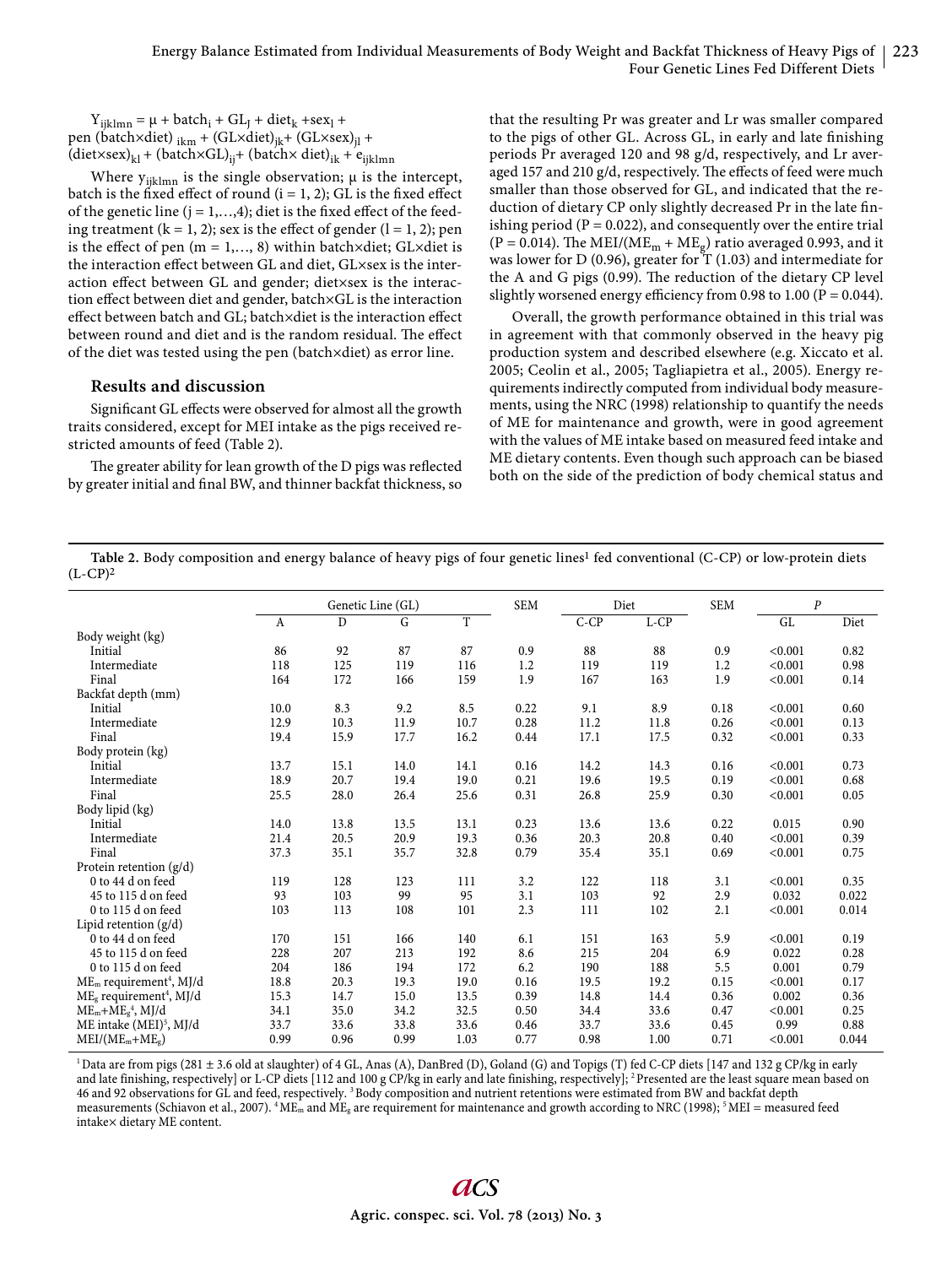$$Y_{ijklmn} = \mu + batch_i + GL_j + diet_k + sex_l + pen\ (batch \times diet)_{ikm} + (GL \times diet)_{jk} + (GL \times sex)_{jl} + (diet \times sex)_{kl} + (batch \times GL)_{ij} + (batch \times diet)_{ik} + e_{ijklmn}$$

Where $y_{ijklmn}$ is the single observation; μ is the intercept, batch is the fixed effect of round (i = 1, 2); GL is the fixed effect of the genetic line (j = 1,…,4); diet is the fixed effect of the feeding treatment (k = 1, 2); sex is the effect of gender (l = 1, 2); pen is the effect of pen (m = 1,…, 8) within batch×diet; GL×diet is the interaction effect between GL and diet, GL×sex is the interaction effect between GL and gender; diet×sex is the interaction effect between diet and gender, batch×GL is the interaction effect between batch and GL; batch×diet is the interaction effect between round and diet and is the random residual. The effect of the diet was tested using the pen (batch×diet) as error line.

## Results and discussion

Significant GL effects were observed for almost all the growth traits considered, except for MEI intake as the pigs received restricted amounts of feed (Table 2).

The greater ability for lean growth of the D pigs was reflected by greater initial and final BW, and thinner backfat thickness, so that the resulting Pr was greater and Lr was smaller compared to the pigs of other GL. Across GL, in early and late finishing periods Pr averaged 120 and 98 g/d, respectively, and Lr averaged 157 and 210 g/d, respectively. The effects of feed were much smaller than those observed for GL, and indicated that the reduction of dietary CP only slightly decreased Pr in the late finishing period (P = 0.022), and consequently over the entire trial (P = 0.014). The MEI/($ME_m$ + $ME_g$) ratio averaged 0.993, and it was lower for D (0.96), greater for T (1.03) and intermediate for the A and G pigs (0.99). The reduction of the dietary CP level slightly worsened energy efficiency from 0.98 to 1.00 (P = 0.044).

Overall, the growth performance obtained in this trial was in agreement with that commonly observed in the heavy pig production system and described elsewhere (e.g. Xiccato et al. 2005; Ceolin et al., 2005; Tagliapietra et al., 2005). Energy requirements indirectly computed from individual body measurements, using the NRC (1998) relationship to quantify the needs of ME for maintenance and growth, were in good agreement with the values of ME intake based on measured feed intake and ME dietary contents. Even though such approach can be biased both on the side of the prediction of body chemical status and

**Table 2.** Body composition and energy balance of heavy pigs of four genetic lines[1] fed conventional (C-CP) or low-protein diets (L-CP)[2]

| | Genetic Line (GL) | | | | SEM | Diet | | SEM | *P* | |
|---|---|---|---|---|---|---|---|---|---|---|
| | A | D | G | T | | C-CP | L-CP | | GL | Diet |
| Body weight (kg) | | | | | | | | | | |
| Initial | 86 | 92 | 87 | 87 | 0.9 | 88 | 88 | 0.9 | <0.001 | 0.82 |
| Intermediate | 118 | 125 | 119 | 116 | 1.2 | 119 | 119 | 1.2 | <0.001 | 0.98 |
| Final | 164 | 172 | 166 | 159 | 1.9 | 167 | 163 | 1.9 | <0.001 | 0.14 |
| Backfat depth (mm) | | | | | | | | | | |
| Initial | 10.0 | 8.3 | 9.2 | 8.5 | 0.22 | 9.1 | 8.9 | 0.18 | <0.001 | 0.60 |
| Intermediate | 12.9 | 10.3 | 11.9 | 10.7 | 0.28 | 11.2 | 11.8 | 0.26 | <0.001 | 0.13 |
| Final | 19.4 | 15.9 | 17.7 | 16.2 | 0.44 | 17.1 | 17.5 | 0.32 | <0.001 | 0.33 |
| Body protein (kg) | | | | | | | | | | |
| Initial | 13.7 | 15.1 | 14.0 | 14.1 | 0.16 | 14.2 | 14.3 | 0.16 | <0.001 | 0.73 |
| Intermediate | 18.9 | 20.7 | 19.4 | 19.0 | 0.21 | 19.6 | 19.5 | 0.19 | <0.001 | 0.68 |
| Final | 25.5 | 28.0 | 26.4 | 25.6 | 0.31 | 26.8 | 25.9 | 0.30 | <0.001 | 0.05 |
| Body lipid (kg) | | | | | | | | | | |
| Initial | 14.0 | 13.8 | 13.5 | 13.1 | 0.23 | 13.6 | 13.6 | 0.22 | 0.015 | 0.90 |
| Intermediate | 21.4 | 20.5 | 20.9 | 19.3 | 0.36 | 20.3 | 20.8 | 0.40 | <0.001 | 0.39 |
| Final | 37.3 | 35.1 | 35.7 | 32.8 | 0.79 | 35.4 | 35.1 | 0.69 | <0.001 | 0.75 |
| Protein retention (g/d) | | | | | | | | | | |
| 0 to 44 d on feed | 119 | 128 | 123 | 111 | 3.2 | 122 | 118 | 3.1 | <0.001 | 0.35 |
| 45 to 115 d on feed | 93 | 103 | 99 | 95 | 3.1 | 103 | 92 | 2.9 | 0.032 | 0.022 |
| 0 to 115 d on feed | 103 | 113 | 108 | 101 | 2.3 | 111 | 102 | 2.1 | <0.001 | 0.014 |
| Lipid retention (g/d) | | | | | | | | | | |
| 0 to 44 d on feed | 170 | 151 | 166 | 140 | 6.1 | 151 | 163 | 5.9 | <0.001 | 0.19 |
| 45 to 115 d on feed | 228 | 207 | 213 | 192 | 8.6 | 215 | 204 | 6.9 | 0.022 | 0.28 |
| 0 to 115 d on feed | 204 | 186 | 194 | 172 | 6.2 | 190 | 188 | 5.5 | 0.001 | 0.79 |
| $ME_m$ requirement[4], MJ/d | 18.8 | 20.3 | 19.3 | 19.0 | 0.16 | 19.5 | 19.2 | 0.15 | <0.001 | 0.17 |
| $ME_g$ requirement[4], MJ/d | 15.3 | 14.7 | 15.0 | 13.5 | 0.39 | 14.8 | 14.4 | 0.36 | 0.002 | 0.36 |
| $ME_m$+$ME_g$[4], MJ/d | 34.1 | 35.0 | 34.2 | 32.5 | 0.50 | 34.4 | 33.6 | 0.47 | <0.001 | 0.25 |
| ME intake (MEI)[5], MJ/d | 33.7 | 33.6 | 33.8 | 33.6 | 0.46 | 33.7 | 33.6 | 0.45 | 0.99 | 0.88 |
| MEI/($ME_m$+$ME_g$) | 0.99 | 0.96 | 0.99 | 1.03 | 0.77 | 0.98 | 1.00 | 0.71 | <0.001 | 0.044 |

[1] Data are from pigs (281 ± 3.6 old at slaughter) of 4 GL, Anas (A), DanBred (D), Goland (G) and Topigs (T) fed C-CP diets [147 and 132 g CP/kg in early and late finishing, respectively] or L-CP diets [112 and 100 g CP/kg in early and late finishing, respectively]; [2] Presented are the least square mean based on 46 and 92 observations for GL and feed, respectively. [3] Body composition and nutrient retentions were estimated from BW and backfat depth measurements (Schiavon et al., 2007). [4] $ME_m$ and $ME_g$ are requirement for maintenance and growth according to NRC (1998); [5] MEI = measured feed intake× dietary ME content.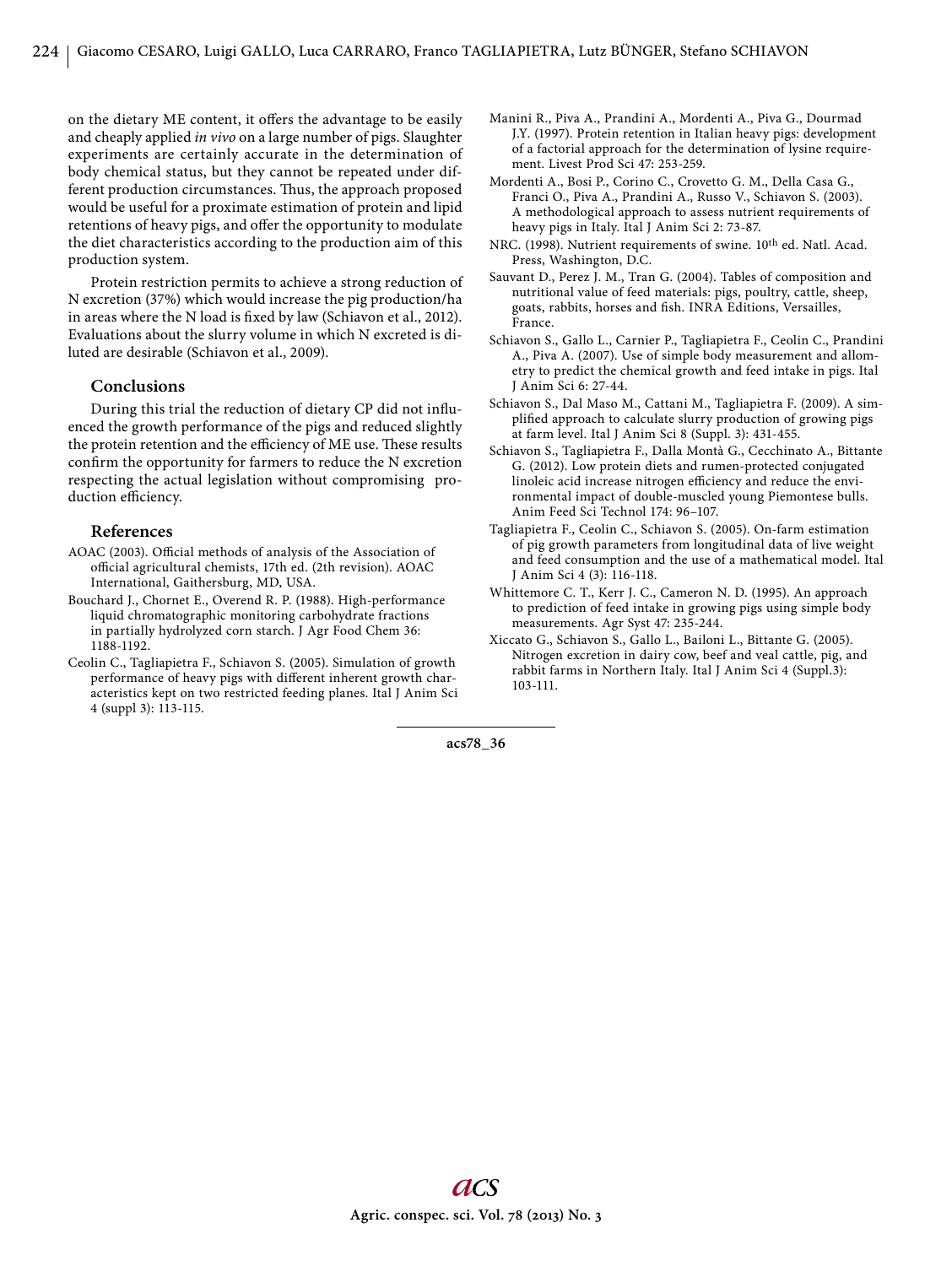on the dietary ME content, it offers the advantage to be easily and cheaply applied *in vivo* on a large number of pigs. Slaughter experiments are certainly accurate in the determination of body chemical status, but they cannot be repeated under different production circumstances. Thus, the approach proposed would be useful for a proximate estimation of protein and lipid retentions of heavy pigs, and offer the opportunity to modulate the diet characteristics according to the production aim of this production system.

Protein restriction permits to achieve a strong reduction of N excretion (37%) which would increase the pig production/ha in areas where the N load is fixed by law (Schiavon et al., 2012). Evaluations about the slurry volume in which N excreted is diluted are desirable (Schiavon et al., 2009).

## Conclusions

During this trial the reduction of dietary CP did not influenced the growth performance of the pigs and reduced slightly the protein retention and the efficiency of ME use. These results confirm the opportunity for farmers to reduce the N excretion respecting the actual legislation without compromising production efficiency.

## References

AOAC (2003). Official methods of analysis of the Association of official agricultural chemists, 17th ed. (2th revision). AOAC International, Gaithersburg, MD, USA.

Bouchard J., Chornet E., Overend R. P. (1988). High-performance liquid chromatographic monitoring carbohydrate fractions in partially hydrolyzed corn starch. J Agr Food Chem 36: 1188-1192.

Ceolin C., Tagliapietra F., Schiavon S. (2005). Simulation of growth performance of heavy pigs with different inherent growth characteristics kept on two restricted feeding planes. Ital J Anim Sci 4 (suppl 3): 113-115.

Manini R., Piva A., Prandini A., Mordenti A., Piva G., Dourmad J.Y. (1997). Protein retention in Italian heavy pigs: development of a factorial approach for the determination of lysine requirement. Livest Prod Sci 47: 253-259.

Mordenti A., Bosi P., Corino C., Crovetto G. M., Della Casa G., Franci O., Piva A., Prandini A., Russo V., Schiavon S. (2003). A methodological approach to assess nutrient requirements of heavy pigs in Italy. Ital J Anim Sci 2: 73-87.

NRC. (1998). Nutrient requirements of swine. 10th ed. Natl. Acad. Press, Washington, D.C.

Sauvant D., Perez J. M., Tran G. (2004). Tables of composition and nutritional value of feed materials: pigs, poultry, cattle, sheep, goats, rabbits, horses and fish. INRA Editions, Versailles, France.

Schiavon S., Gallo L., Carnier P., Tagliapietra F., Ceolin C., Prandini A., Piva A. (2007). Use of simple body measurement and allometry to predict the chemical growth and feed intake in pigs. Ital J Anim Sci 6: 27-44.

Schiavon S., Dal Maso M., Cattani M., Tagliapietra F. (2009). A simplified approach to calculate slurry production of growing pigs at farm level. Ital J Anim Sci 8 (Suppl. 3): 431-455.

Schiavon S., Tagliapietra F., Dalla Montà G., Cecchinato A., Bittante G. (2012). Low protein diets and rumen-protected conjugated linoleic acid increase nitrogen efficiency and reduce the environmental impact of double-muscled young Piemontese bulls. Anim Feed Sci Technol 174: 96–107.

Tagliapietra F., Ceolin C., Schiavon S. (2005). On-farm estimation of pig growth parameters from longitudinal data of live weight and feed consumption and the use of a mathematical model. Ital J Anim Sci 4 (3): 116-118.

Whittemore C. T., Kerr J. C., Cameron N. D. (1995). An approach to prediction of feed intake in growing pigs using simple body measurements. Agr Syst 47: 235-244.

Xiccato G., Schiavon S., Gallo L., Bailoni L., Bittante G. (2005). Nitrogen excretion in dairy cow, beef and veal cattle, pig, and rabbit farms in Northern Italy. Ital J Anim Sci 4 (Suppl.3): 103-111.

acs78_36